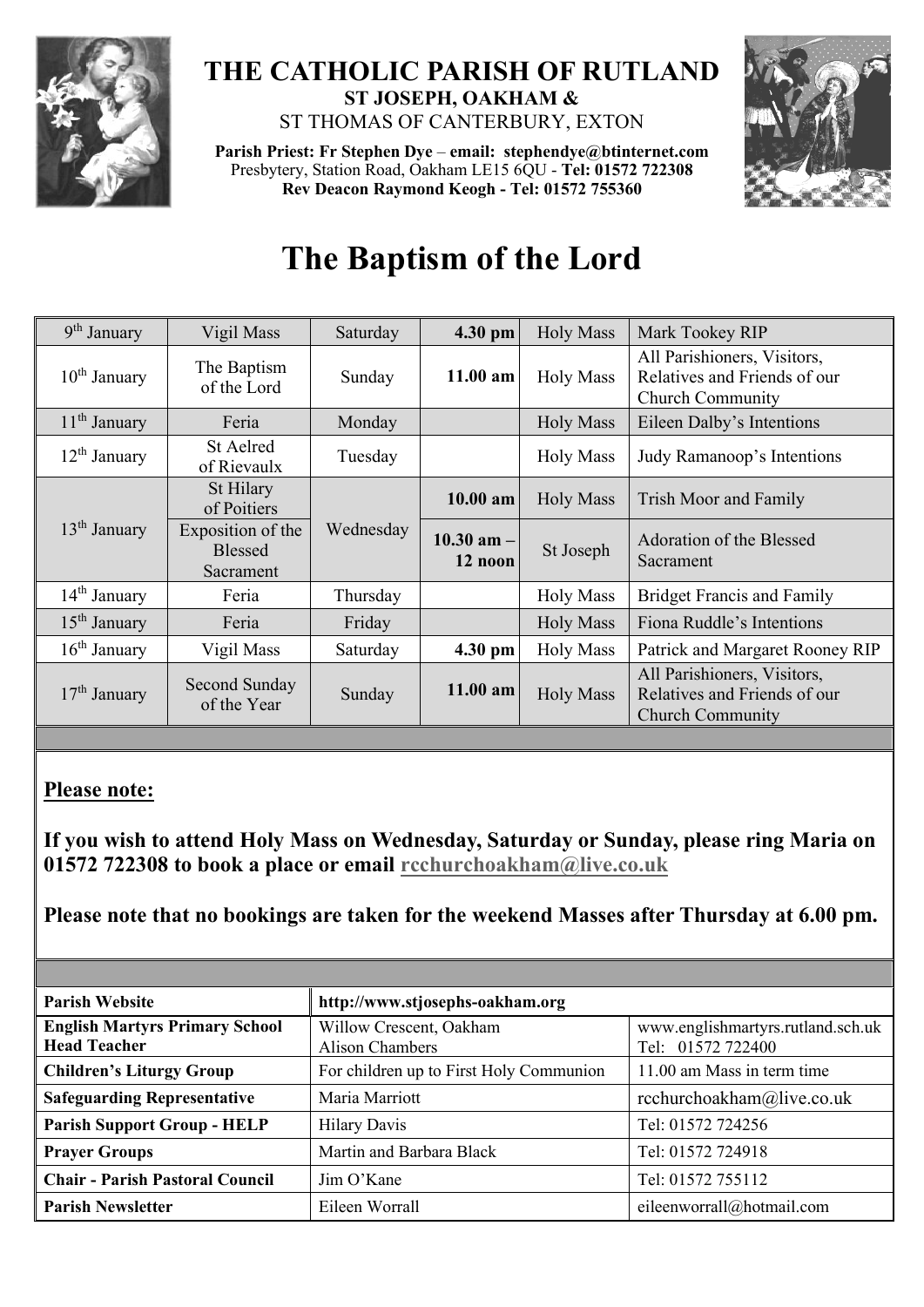# THE CATHOLIC PARISH OF RUTLAND

**ST JOSEPH, OAKHAM &**

ST THOMAS OF CANTERBURY, EXTON

**Parish Priest: Fr Stephen Dye** – **email: stephendye@btinternet.com**
Presbytery, Station Road, Oakham LE15 6QU - **Tel: 01572 722308**
**Rev Deacon Raymond Keogh - Tel: 01572 755360**

# The Baptism of the Lord

| | | | | | |
|---|---|---|---|---|---|
| 9th January | Vigil Mass | Saturday | **4.30 pm** | Holy Mass | Mark Tookey RIP |
| 10th January | The Baptism of the Lord | Sunday | **11.00 am** | Holy Mass | All Parishioners, Visitors, Relatives and Friends of our Church Community |
| 11th January | Feria | Monday | | Holy Mass | Eileen Dalby's Intentions |
| 12th January | St Aelred of Rievaulx | Tuesday | | Holy Mass | Judy Ramanoop's Intentions |
| 13th January | St Hilary of Poitiers | Wednesday | **10.00 am** | Holy Mass | Trish Moor and Family |
| | Exposition of the Blessed Sacrament | | **10.30 am – 12 noon** | St Joseph | Adoration of the Blessed Sacrament |
| 14th January | Feria | Thursday | | Holy Mass | Bridget Francis and Family |
| 15th January | Feria | Friday | | Holy Mass | Fiona Ruddle's Intentions |
| 16th January | Vigil Mass | Saturday | **4.30 pm** | Holy Mass | Patrick and Margaret Rooney RIP |
| 17th January | Second Sunday of the Year | Sunday | **11.00 am** | Holy Mass | All Parishioners, Visitors, Relatives and Friends of our Church Community |

**Please note:**

**If you wish to attend Holy Mass on Wednesday, Saturday or Sunday, please ring Maria on 01572 722308 to book a place or email rcchurchoakham@live.co.uk**

**Please note that no bookings are taken for the weekend Masses after Thursday at 6.00 pm.**

| | | |
|---|---|---|
| **Parish Website** | **http://www.stjosephs-oakham.org** | |
| **English Martyrs Primary School Head Teacher** | Willow Crescent, Oakham Alison Chambers | www.englishmartyrs.rutland.sch.uk Tel: 01572 722400 |
| **Children's Liturgy Group** | For children up to First Holy Communion | 11.00 am Mass in term time |
| **Safeguarding Representative** | Maria Marriott | rcchurchoakham@live.co.uk |
| **Parish Support Group - HELP** | Hilary Davis | Tel: 01572 724256 |
| **Prayer Groups** | Martin and Barbara Black | Tel: 01572 724918 |
| **Chair - Parish Pastoral Council** | Jim O'Kane | Tel: 01572 755112 |
| **Parish Newsletter** | Eileen Worrall | eileenworrall@hotmail.com |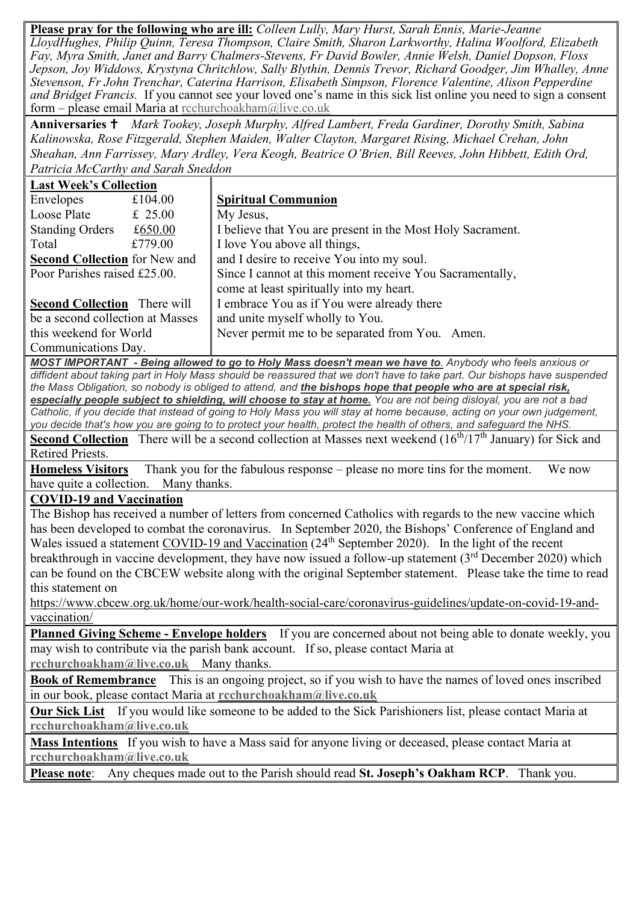**Please pray for the following who are ill:** *Colleen Lully, Mary Hurst, Sarah Ennis, Marie-Jeanne LloydHughes, Philip Quinn, Teresa Thompson, Claire Smith, Sharon Larkworthy, Halina Woolford, Elizabeth Fay, Myra Smith, Janet and Barry Chalmers-Stevens, Fr David Bowler, Annie Welsh, Daniel Dopson, Floss Jepson, Joy Widdows, Krystyna Chritchlow, Sally Blythin, Dennis Trevor, Richard Goodger, Jim Whalley, Anne Stevenson, Fr John Trenchar, Caterina Harrison, Elisabeth Simpson, Florence Valentine, Alison Pepperdine and Bridget Francis.* If you cannot see your loved one's name in this sick list online you need to sign a consent form – please email Maria at rcchurchoakham@live.co.uk

**Anniversaries ✝** *Mark Tookey, Joseph Murphy, Alfred Lambert, Freda Gardiner, Dorothy Smith, Sabina Kalinowska, Rose Fitzgerald, Stephen Maiden, Walter Clayton, Margaret Rising, Michael Crehan, John Sheahan, Ann Farrissey, Mary Ardley, Vera Keogh, Beatrice O'Brien, Bill Reeves, John Hibbett, Edith Ord, Patricia McCarthy and Sarah Sneddon*

**Last Week's Collection**

| | |
|---|---|
| Envelopes | £104.00 |
| Loose Plate | £ 25.00 |
| Standing Orders | £650.00 |
| Total | £779.00 |

**Second Collection** for New and Poor Parishes raised £25.00.

**Second Collection** There will be a second collection at Masses this weekend for World Communications Day.

**Spiritual Communion**

My Jesus,
I believe that You are present in the Most Holy Sacrament.
I love You above all things,
and I desire to receive You into my soul.
Since I cannot at this moment receive You Sacramentally,
come at least spiritually into my heart.
I embrace You as if You were already there
and unite myself wholly to You.
Never permit me to be separated from You. Amen.

***MOST IMPORTANT - Being allowed to go to Holy Mass doesn't mean we have to.*** *Anybody who feels anxious or diffident about taking part in Holy Mass should be reassured that we don't have to take part. Our bishops have suspended the Mass Obligation, so nobody is obliged to attend, and* ***the bishops hope that people who are at special risk, especially people subject to shielding, will choose to stay at home.*** *You are not being disloyal, you are not a bad Catholic, if you decide that instead of going to Holy Mass you will stay at home because, acting on your own judgement, you decide that's how you are going to to protect your health, protect the health of others, and safeguard the NHS.*

**Second Collection** There will be a second collection at Masses next weekend (16th/17th January) for Sick and Retired Priests.

**Homeless Visitors** Thank you for the fabulous response – please no more tins for the moment. We now have quite a collection. Many thanks.

**COVID-19 and Vaccination**

The Bishop has received a number of letters from concerned Catholics with regards to the new vaccine which has been developed to combat the coronavirus. In September 2020, the Bishops' Conference of England and Wales issued a statement COVID-19 and Vaccination (24th September 2020). In the light of the recent breakthrough in vaccine development, they have now issued a follow-up statement (3rd December 2020) which can be found on the CBCEW website along with the original September statement. Please take the time to read this statement on https://www.cbcew.org.uk/home/our-work/health-social-care/coronavirus-guidelines/update-on-covid-19-and-vaccination/

**Planned Giving Scheme - Envelope holders** If you are concerned about not being able to donate weekly, you may wish to contribute via the parish bank account. If so, please contact Maria at **rcchurchoakham@live.co.uk** Many thanks.

**Book of Remembrance** This is an ongoing project, so if you wish to have the names of loved ones inscribed in our book, please contact Maria at **rcchurchoakham@live.co.uk**

**Our Sick List** If you would like someone to be added to the Sick Parishioners list, please contact Maria at **rcchurchoakham@live.co.uk**

**Mass Intentions** If you wish to have a Mass said for anyone living or deceased, please contact Maria at **rcchurchoakham@live.co.uk**

**Please note**: Any cheques made out to the Parish should read **St. Joseph's Oakham RCP**. Thank you.